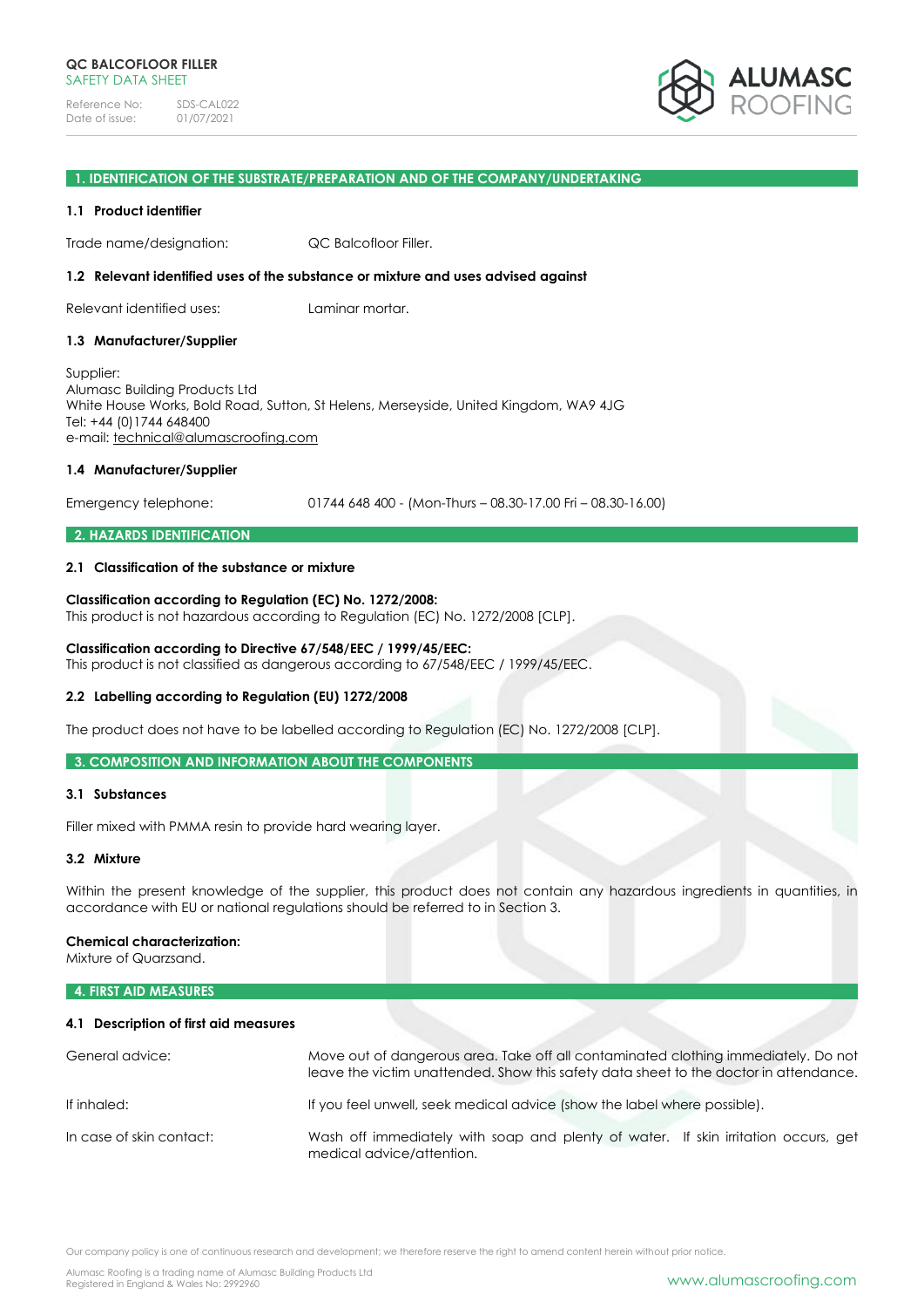**QC BALCOFLOOR FILLER**
SAFETY DATA SHEET

Reference No: SDS-CAL022
Date of issue: 01/07/2021

## 1. IDENTIFICATION OF THE SUBSTRATE/PREPARATION AND OF THE COMPANY/UNDERTAKING

### 1.1 Product identifier

Trade name/designation: QC Balcofloor Filler.

### 1.2 Relevant identified uses of the substance or mixture and uses advised against

Relevant identified uses: Laminar mortar.

### 1.3 Manufacturer/Supplier

Supplier:
Alumasc Building Products Ltd
White House Works, Bold Road, Sutton, St Helens, Merseyside, United Kingdom, WA9 4JG
Tel: +44 (0)1744 648400
e-mail: technical@alumascroofing.com

### 1.4 Manufacturer/Supplier

Emergency telephone: 01744 648 400 - (Mon-Thurs – 08.30-17.00 Fri – 08.30-16.00)

## 2. HAZARDS IDENTIFICATION

### 2.1 Classification of the substance or mixture

**Classification according to Regulation (EC) No. 1272/2008:**
This product is not hazardous according to Regulation (EC) No. 1272/2008 [CLP].

**Classification according to Directive 67/548/EEC / 1999/45/EEC:**
This product is not classified as dangerous according to 67/548/EEC / 1999/45/EEC.

### 2.2 Labelling according to Regulation (EU) 1272/2008

The product does not have to be labelled according to Regulation (EC) No. 1272/2008 [CLP].

## 3. COMPOSITION AND INFORMATION ABOUT THE COMPONENTS

### 3.1 Substances

Filler mixed with PMMA resin to provide hard wearing layer.

### 3.2 Mixture

Within the present knowledge of the supplier, this product does not contain any hazardous ingredients in quantities, in accordance with EU or national regulations should be referred to in Section 3.

**Chemical characterization:**
Mixture of Quarzsand.

## 4. FIRST AID MEASURES

### 4.1 Description of first aid measures

| | |
|---|---|
| General advice: | Move out of dangerous area. Take off all contaminated clothing immediately. Do not leave the victim unattended. Show this safety data sheet to the doctor in attendance. |
| If inhaled: | If you feel unwell, seek medical advice (show the label where possible). |
| In case of skin contact: | Wash off immediately with soap and plenty of water. If skin irritation occurs, get medical advice/attention. |

Our company policy is one of continuous research and development; we therefore reserve the right to amend content herein without prior notice.

Alumasc Roofing is a trading name of Alumasc Building Products Ltd
Registered in England & Wales No: 2992960

www.alumascroofing.com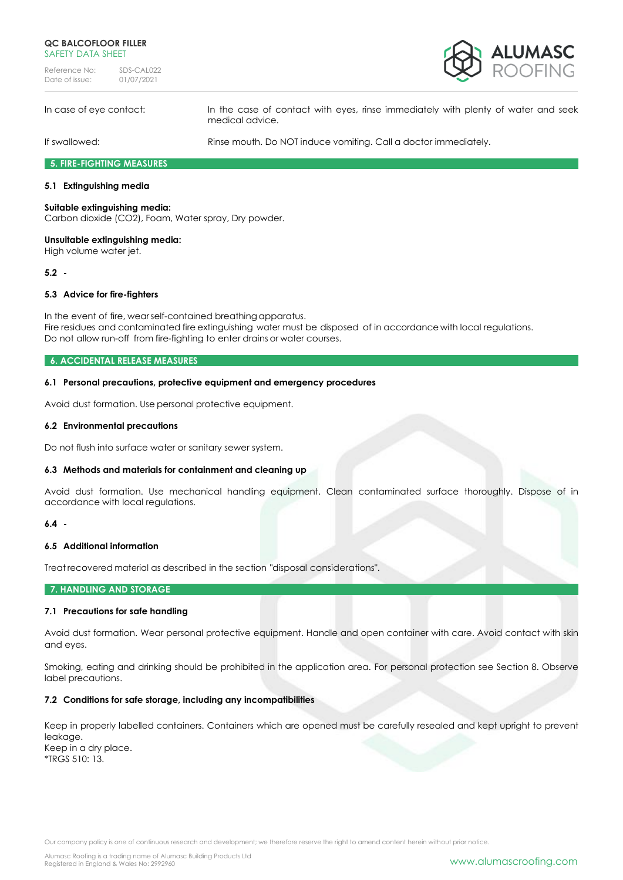In case of eye contact: In the case of contact with eyes, rinse immediately with plenty of water and seek medical advice.

If swallowed: Rinse mouth. Do NOT induce vomiting. Call a doctor immediately.

## 5. FIRE-FIGHTING MEASURES

### 5.1 Extinguishing media

**Suitable extinguishing media:**
Carbon dioxide ($CO_2$), Foam, Water spray, Dry powder.

**Unsuitable extinguishing media:**
High volume water jet.

### 5.2 -

### 5.3 Advice for fire-fighters

In the event of fire, wear self-contained breathing apparatus.
Fire residues and contaminated fire extinguishing water must be disposed of in accordance with local regulations.
Do not allow run-off from fire-fighting to enter drains or water courses.

## 6. ACCIDENTAL RELEASE MEASURES

### 6.1 Personal precautions, protective equipment and emergency procedures

Avoid dust formation. Use personal protective equipment.

### 6.2 Environmental precautions

Do not flush into surface water or sanitary sewer system.

### 6.3 Methods and materials for containment and cleaning up

Avoid dust formation. Use mechanical handling equipment. Clean contaminated surface thoroughly. Dispose of in accordance with local regulations.

### 6.4 -

### 6.5 Additional information

Treat recovered material as described in the section "disposal considerations".

## 7. HANDLING AND STORAGE

### 7.1 Precautions for safe handling

Avoid dust formation. Wear personal protective equipment. Handle and open container with care. Avoid contact with skin and eyes.

Smoking, eating and drinking should be prohibited in the application area. For personal protection see Section 8. Observe label precautions.

### 7.2 Conditions for safe storage, including any incompatibilities

Keep in properly labelled containers. Containers which are opened must be carefully resealed and kept upright to prevent leakage.
Keep in a dry place.
*TRGS 510: 13.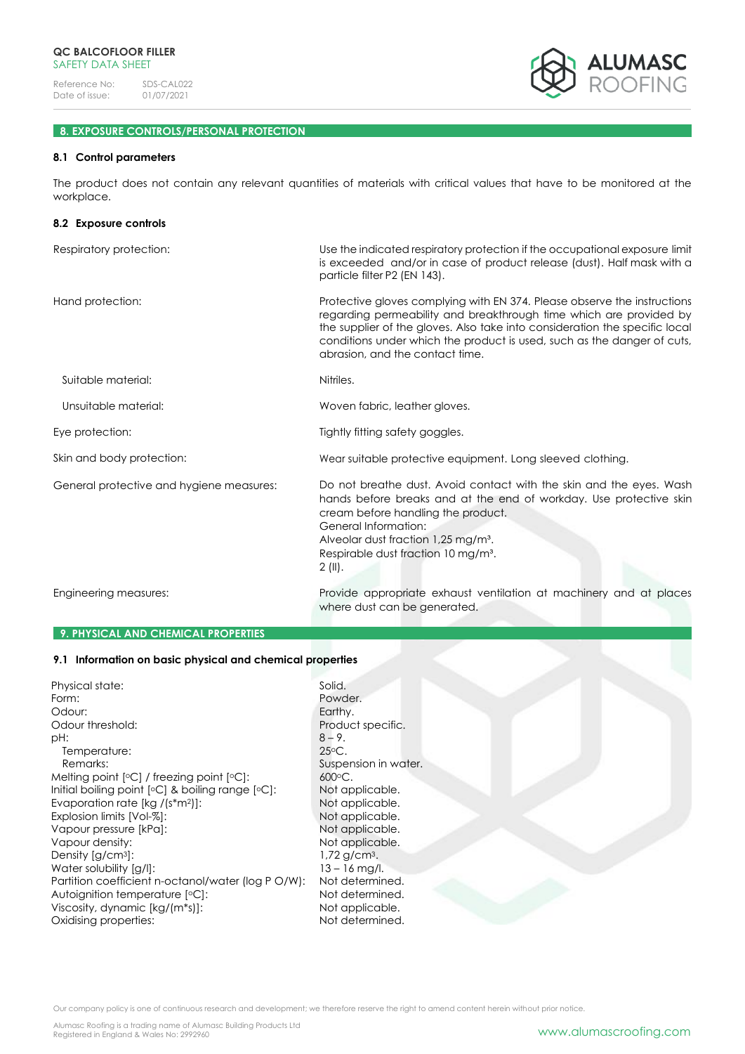## 8. EXPOSURE CONTROLS/PERSONAL PROTECTION

### 8.1 Control parameters

The product does not contain any relevant quantities of materials with critical values that have to be monitored at the workplace.

### 8.2 Exposure controls

| | |
|---|---|
| Respiratory protection: | Use the indicated respiratory protection if the occupational exposure limit is exceeded and/or in case of product release (dust). Half mask with a particle filter P2 (EN 143). |
| Hand protection: | Protective gloves complying with EN 374. Please observe the instructions regarding permeability and breakthrough time which are provided by the supplier of the gloves. Also take into consideration the specific local conditions under which the product is used, such as the danger of cuts, abrasion, and the contact time. |
| Suitable material: | Nitriles. |
| Unsuitable material: | Woven fabric, leather gloves. |
| Eye protection: | Tightly fitting safety goggles. |
| Skin and body protection: | Wear suitable protective equipment. Long sleeved clothing. |
| General protective and hygiene measures: | Do not breathe dust. Avoid contact with the skin and the eyes. Wash hands before breaks and at the end of workday. Use protective skin cream before handling the product.<br>General Information:<br>Alveolar dust fraction 1,25 mg/m³.<br>Respirable dust fraction 10 mg/m³.<br>2 (II). |
| Engineering measures: | Provide appropriate exhaust ventilation at machinery and at places where dust can be generated. |

## 9. PHYSICAL AND CHEMICAL PROPERTIES

### 9.1 Information on basic physical and chemical properties

| | |
|---|---|
| Physical state: | Solid. |
| Form: | Powder. |
| Odour: | Earthy. |
| Odour threshold: | Product specific. |
| pH: | 8 – 9. |
| Temperature: | 25°C. |
| Remarks: | Suspension in water. |
| Melting point [°C] / freezing point [°C]: | 600°C. |
| Initial boiling point [°C] & boiling range [°C]: | Not applicable. |
| Evaporation rate [kg /(s*m²)]: | Not applicable. |
| Explosion limits [Vol-%]: | Not applicable. |
| Vapour pressure [kPa]: | Not applicable. |
| Vapour density: | Not applicable. |
| Density [g/cm³]: | 1,72 g/cm³. |
| Water solubility [g/l]: | 13 – 16 mg/l. |
| Partition coefficient n-octanol/water (log P O/W): | Not determined. |
| Autoignition temperature [°C]: | Not determined. |
| Viscosity, dynamic [kg/(m*s)]: | Not applicable. |
| Oxidising properties: | Not determined. |

Our company policy is one of continuous research and development; we therefore reserve the right to amend content herein without prior notice.

Alumasc Roofing is a trading name of Alumasc Building Products Ltd
Registered in England & Wales No: 2992960

www.alumascroofing.com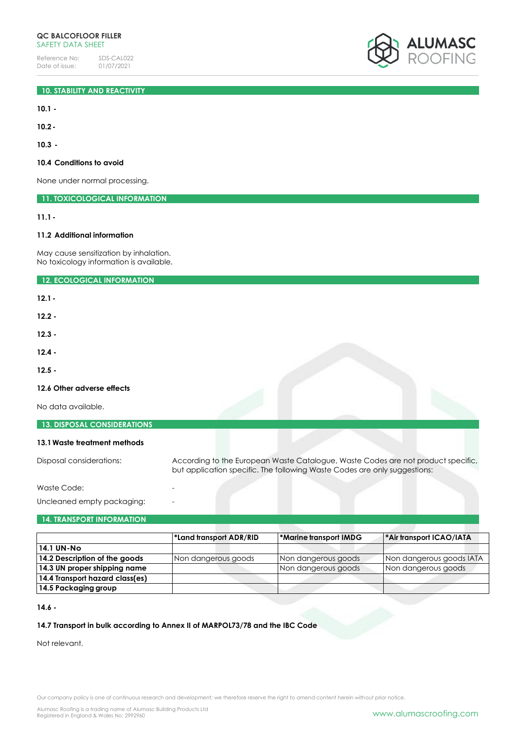## 10. STABILITY AND REACTIVITY

**10.1 -**

**10.2 -**

**10.3 -**

**10.4 Conditions to avoid**

None under normal processing.

## 11. TOXICOLOGICAL INFORMATION

**11.1 -**

**11.2 Additional information**

May cause sensitization by inhalation.
No toxicology information is available.

## 12. ECOLOGICAL INFORMATION

**12.1 -**

**12.2 -**

**12.3 -**

**12.4 -**

**12.5 -**

**12.6 Other adverse effects**

No data available.

## 13. DISPOSAL CONSIDERATIONS

**13.1 Waste treatment methods**

Disposal considerations: According to the European Waste Catalogue, Waste Codes are not product specific, but application specific. The following Waste Codes are only suggestions:

Waste Code: -

Uncleaned empty packaging: -

## 14. TRANSPORT INFORMATION

| | *Land transport ADR/RID | *Marine transport IMDG | *Air transport ICAO/IATA |
|---|---|---|---|
| **14.1 UN-No** | | | |
| **14.2 Description of the goods** | Non dangerous goods | Non dangerous goods | Non dangerous goods IATA |
| **14.3 UN proper shipping name** | | Non dangerous goods | Non dangerous goods |
| **14.4 Transport hazard class(es)** | | | |
| **14.5 Packaging group** | | | |

**14.6 -**

**14.7 Transport in bulk according to Annex II of MARPOL73/78 and the IBC Code**

Not relevant.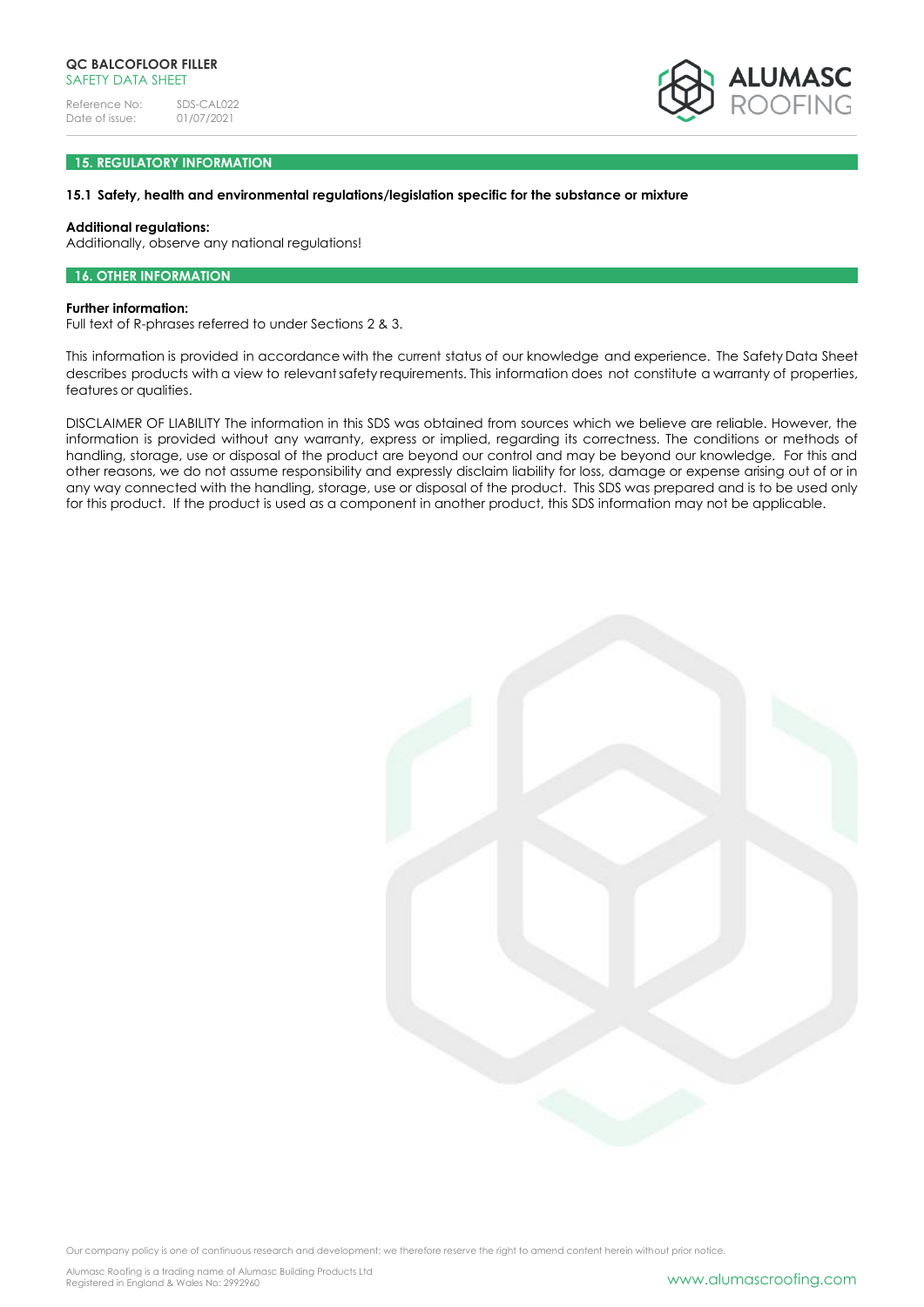## 15. REGULATORY INFORMATION

### 15.1 Safety, health and environmental regulations/legislation specific for the substance or mixture

**Additional regulations:**
Additionally, observe any national regulations!

## 16. OTHER INFORMATION

**Further information:**
Full text of R-phrases referred to under Sections 2 & 3.

This information is provided in accordance with the current status of our knowledge and experience. The Safety Data Sheet describes products with a view to relevant safety requirements. This information does not constitute a warranty of properties, features or qualities.

DISCLAIMER OF LIABILITY The information in this SDS was obtained from sources which we believe are reliable. However, the information is provided without any warranty, express or implied, regarding its correctness. The conditions or methods of handling, storage, use or disposal of the product are beyond our control and may be beyond our knowledge. For this and other reasons, we do not assume responsibility and expressly disclaim liability for loss, damage or expense arising out of or in any way connected with the handling, storage, use or disposal of the product. This SDS was prepared and is to be used only for this product. If the product is used as a component in another product, this SDS information may not be applicable.